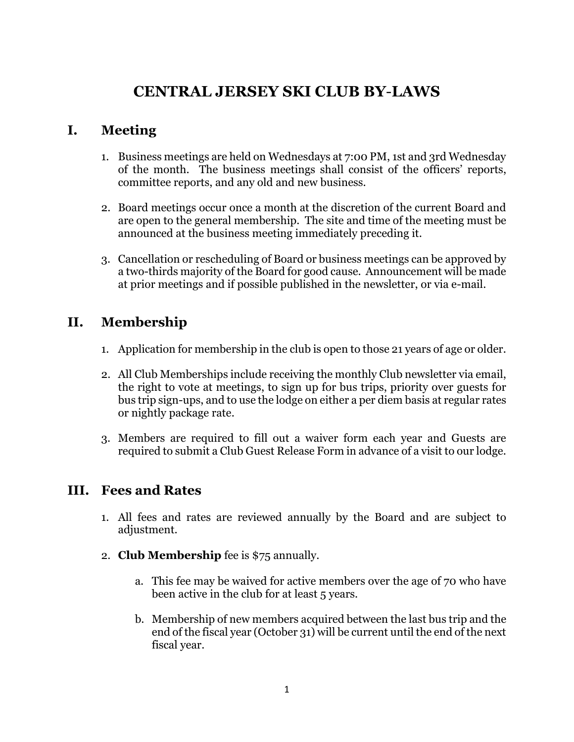# CENTRAL JERSEY SKI CLUB BY-LAWS

## I. Meeting

1. Business meetings are held on Wednesdays at 7:00 PM, 1st and 3rd Wednesday of the month. The business meetings shall consist of the officers' reports, committee reports, and any old and new business.

2. Board meetings occur once a month at the discretion of the current Board and are open to the general membership. The site and time of the meeting must be announced at the business meeting immediately preceding it.

3. Cancellation or rescheduling of Board or business meetings can be approved by a two-thirds majority of the Board for good cause. Announcement will be made at prior meetings and if possible published in the newsletter, or via e-mail.

## II. Membership

1. Application for membership in the club is open to those 21 years of age or older.

2. All Club Memberships include receiving the monthly Club newsletter via email, the right to vote at meetings, to sign up for bus trips, priority over guests for bus trip sign-ups, and to use the lodge on either a per diem basis at regular rates or nightly package rate.

3. Members are required to fill out a waiver form each year and Guests are required to submit a Club Guest Release Form in advance of a visit to our lodge.

## III. Fees and Rates

1. All fees and rates are reviewed annually by the Board and are subject to adjustment.

2. **Club Membership** fee is $75 annually.

    a. This fee may be waived for active members over the age of 70 who have been active in the club for at least 5 years.

    b. Membership of new members acquired between the last bus trip and the end of the fiscal year (October 31) will be current until the end of the next fiscal year.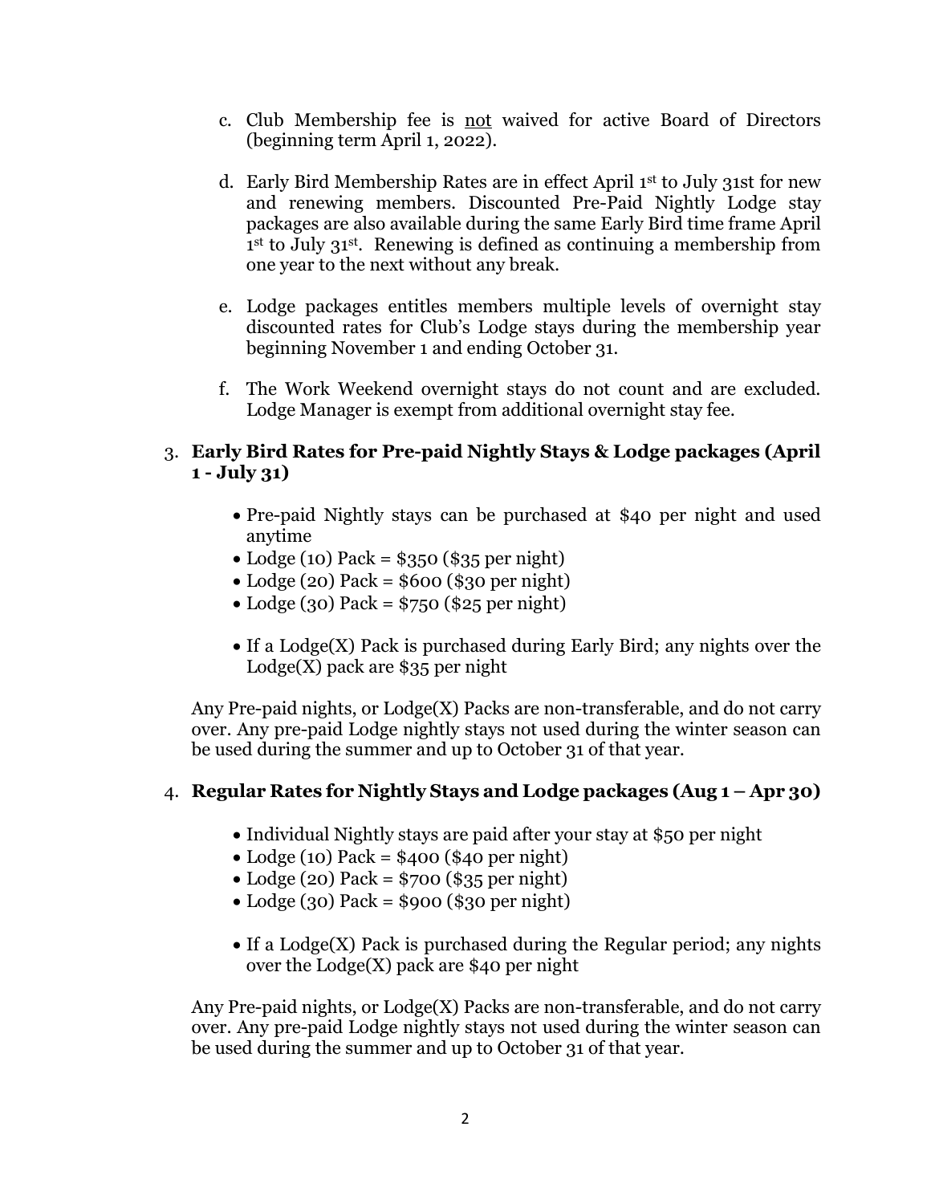c. Club Membership fee is <u>not</u> waived for active Board of Directors (beginning term April 1, 2022).

d. Early Bird Membership Rates are in effect April 1st to July 31st for new and renewing members. Discounted Pre-Paid Nightly Lodge stay packages are also available during the same Early Bird time frame April 1st to July 31st. Renewing is defined as continuing a membership from one year to the next without any break.

e. Lodge packages entitles members multiple levels of overnight stay discounted rates for Club's Lodge stays during the membership year beginning November 1 and ending October 31.

f. The Work Weekend overnight stays do not count and are excluded. Lodge Manager is exempt from additional overnight stay fee.

3. **Early Bird Rates for Pre-paid Nightly Stays & Lodge packages (April 1 - July 31)**

   - Pre-paid Nightly stays can be purchased at $40 per night and used anytime
   - Lodge (10) Pack = $350 ($35 per night)
   - Lodge (20) Pack = $600 ($30 per night)
   - Lodge (30) Pack = $750 ($25 per night)

   - If a Lodge(X) Pack is purchased during Early Bird; any nights over the Lodge(X) pack are $35 per night

   Any Pre-paid nights, or Lodge(X) Packs are non-transferable, and do not carry over. Any pre-paid Lodge nightly stays not used during the winter season can be used during the summer and up to October 31 of that year.

4. **Regular Rates for Nightly Stays and Lodge packages (Aug 1 – Apr 30)**

   - Individual Nightly stays are paid after your stay at $50 per night
   - Lodge (10) Pack = $400 ($40 per night)
   - Lodge (20) Pack = $700 ($35 per night)
   - Lodge (30) Pack = $900 ($30 per night)

   - If a Lodge(X) Pack is purchased during the Regular period; any nights over the Lodge(X) pack are $40 per night

   Any Pre-paid nights, or Lodge(X) Packs are non-transferable, and do not carry over. Any pre-paid Lodge nightly stays not used during the winter season can be used during the summer and up to October 31 of that year.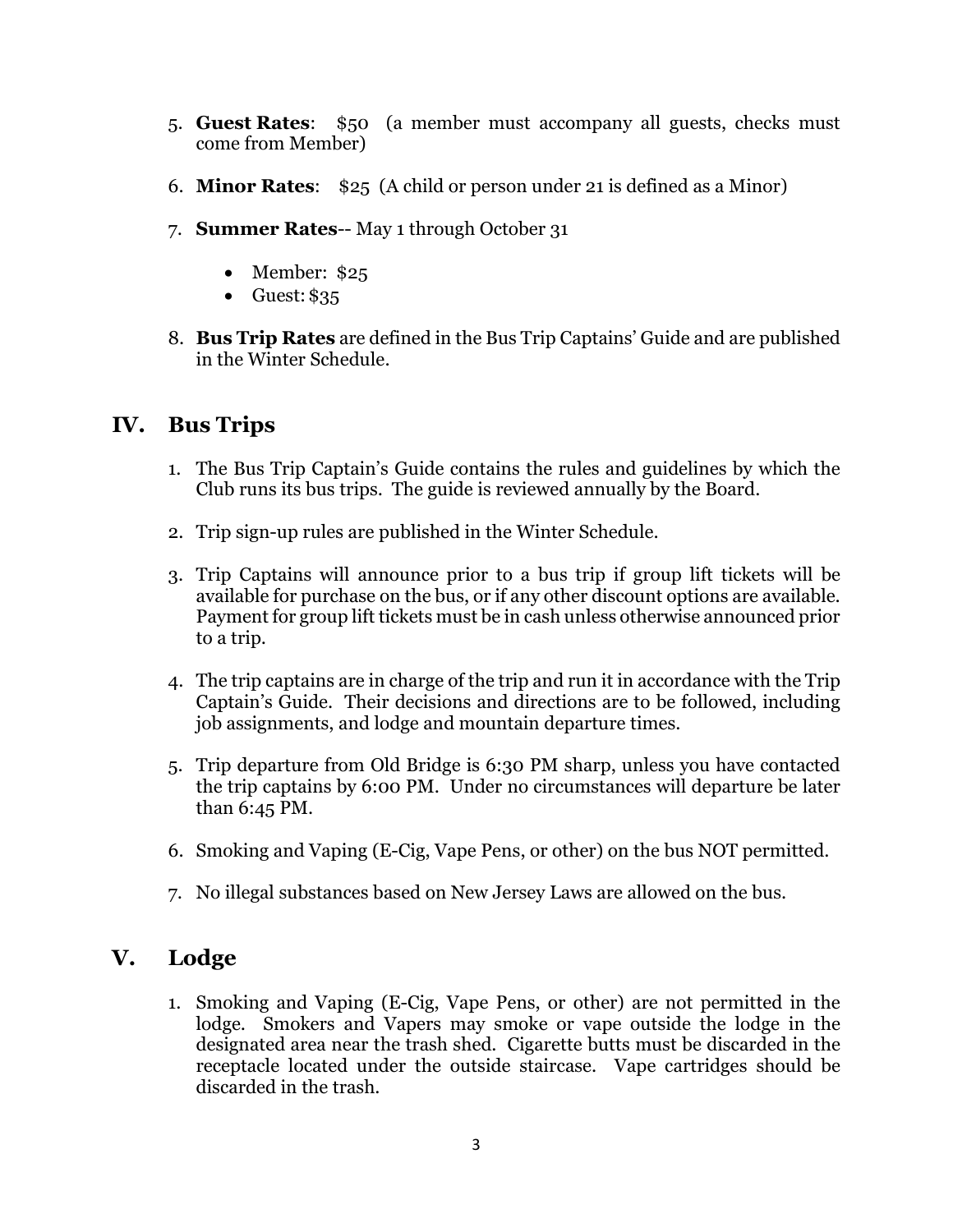5. **Guest Rates**: $50 (a member must accompany all guests, checks must come from Member)

6. **Minor Rates**: $25 (A child or person under 21 is defined as a Minor)

7. **Summer Rates**-- May 1 through October 31

   - Member: $25
   - Guest: $35

8. **Bus Trip Rates** are defined in the Bus Trip Captains' Guide and are published in the Winter Schedule.

## IV. Bus Trips

1. The Bus Trip Captain's Guide contains the rules and guidelines by which the Club runs its bus trips. The guide is reviewed annually by the Board.

2. Trip sign-up rules are published in the Winter Schedule.

3. Trip Captains will announce prior to a bus trip if group lift tickets will be available for purchase on the bus, or if any other discount options are available. Payment for group lift tickets must be in cash unless otherwise announced prior to a trip.

4. The trip captains are in charge of the trip and run it in accordance with the Trip Captain's Guide. Their decisions and directions are to be followed, including job assignments, and lodge and mountain departure times.

5. Trip departure from Old Bridge is 6:30 PM sharp, unless you have contacted the trip captains by 6:00 PM. Under no circumstances will departure be later than 6:45 PM.

6. Smoking and Vaping (E-Cig, Vape Pens, or other) on the bus NOT permitted.

7. No illegal substances based on New Jersey Laws are allowed on the bus.

## V. Lodge

1. Smoking and Vaping (E-Cig, Vape Pens, or other) are not permitted in the lodge. Smokers and Vapers may smoke or vape outside the lodge in the designated area near the trash shed. Cigarette butts must be discarded in the receptacle located under the outside staircase. Vape cartridges should be discarded in the trash.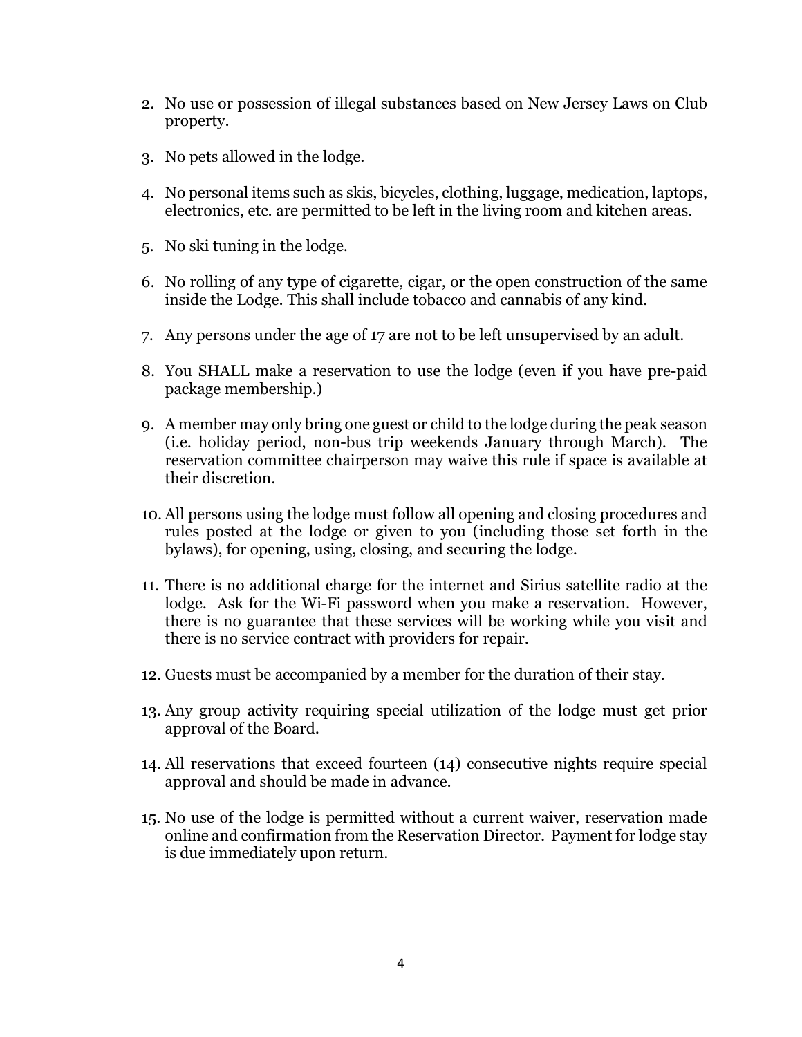2. No use or possession of illegal substances based on New Jersey Laws on Club property.

3. No pets allowed in the lodge.

4. No personal items such as skis, bicycles, clothing, luggage, medication, laptops, electronics, etc. are permitted to be left in the living room and kitchen areas.

5. No ski tuning in the lodge.

6. No rolling of any type of cigarette, cigar, or the open construction of the same inside the Lodge. This shall include tobacco and cannabis of any kind.

7. Any persons under the age of 17 are not to be left unsupervised by an adult.

8. You SHALL make a reservation to use the lodge (even if you have pre-paid package membership.)

9. A member may only bring one guest or child to the lodge during the peak season (i.e. holiday period, non-bus trip weekends January through March). The reservation committee chairperson may waive this rule if space is available at their discretion.

10. All persons using the lodge must follow all opening and closing procedures and rules posted at the lodge or given to you (including those set forth in the bylaws), for opening, using, closing, and securing the lodge.

11. There is no additional charge for the internet and Sirius satellite radio at the lodge. Ask for the Wi-Fi password when you make a reservation. However, there is no guarantee that these services will be working while you visit and there is no service contract with providers for repair.

12. Guests must be accompanied by a member for the duration of their stay.

13. Any group activity requiring special utilization of the lodge must get prior approval of the Board.

14. All reservations that exceed fourteen (14) consecutive nights require special approval and should be made in advance.

15. No use of the lodge is permitted without a current waiver, reservation made online and confirmation from the Reservation Director. Payment for lodge stay is due immediately upon return.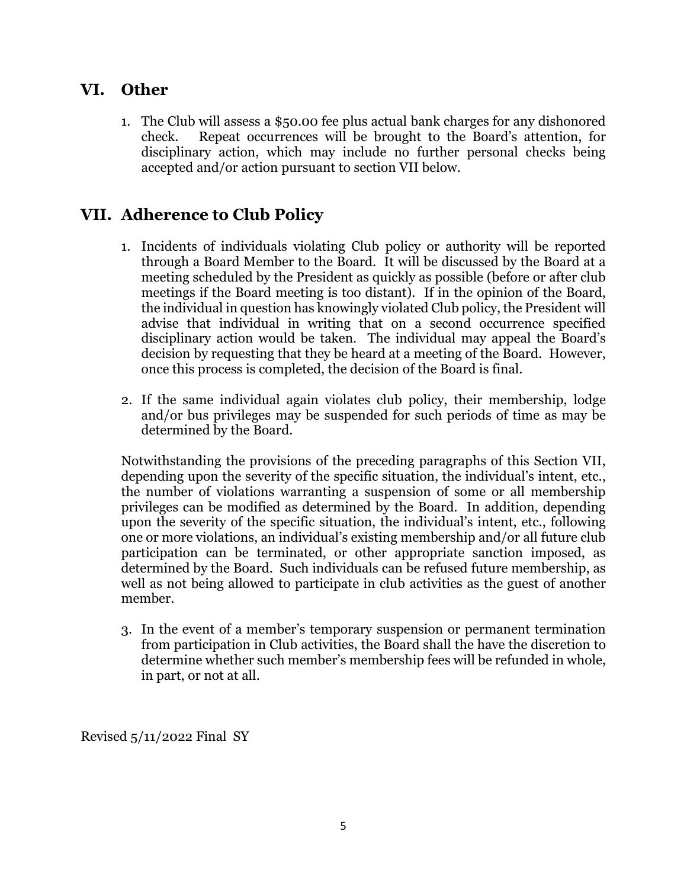## VI. Other

1. The Club will assess a $50.00 fee plus actual bank charges for any dishonored check. Repeat occurrences will be brought to the Board's attention, for disciplinary action, which may include no further personal checks being accepted and/or action pursuant to section VII below.

## VII. Adherence to Club Policy

1. Incidents of individuals violating Club policy or authority will be reported through a Board Member to the Board. It will be discussed by the Board at a meeting scheduled by the President as quickly as possible (before or after club meetings if the Board meeting is too distant). If in the opinion of the Board, the individual in question has knowingly violated Club policy, the President will advise that individual in writing that on a second occurrence specified disciplinary action would be taken. The individual may appeal the Board's decision by requesting that they be heard at a meeting of the Board. However, once this process is completed, the decision of the Board is final.

2. If the same individual again violates club policy, their membership, lodge and/or bus privileges may be suspended for such periods of time as may be determined by the Board.

Notwithstanding the provisions of the preceding paragraphs of this Section VII, depending upon the severity of the specific situation, the individual's intent, etc., the number of violations warranting a suspension of some or all membership privileges can be modified as determined by the Board. In addition, depending upon the severity of the specific situation, the individual's intent, etc., following one or more violations, an individual's existing membership and/or all future club participation can be terminated, or other appropriate sanction imposed, as determined by the Board. Such individuals can be refused future membership, as well as not being allowed to participate in club activities as the guest of another member.

3. In the event of a member's temporary suspension or permanent termination from participation in Club activities, the Board shall the have the discretion to determine whether such member's membership fees will be refunded in whole, in part, or not at all.

Revised 5/11/2022 Final SY